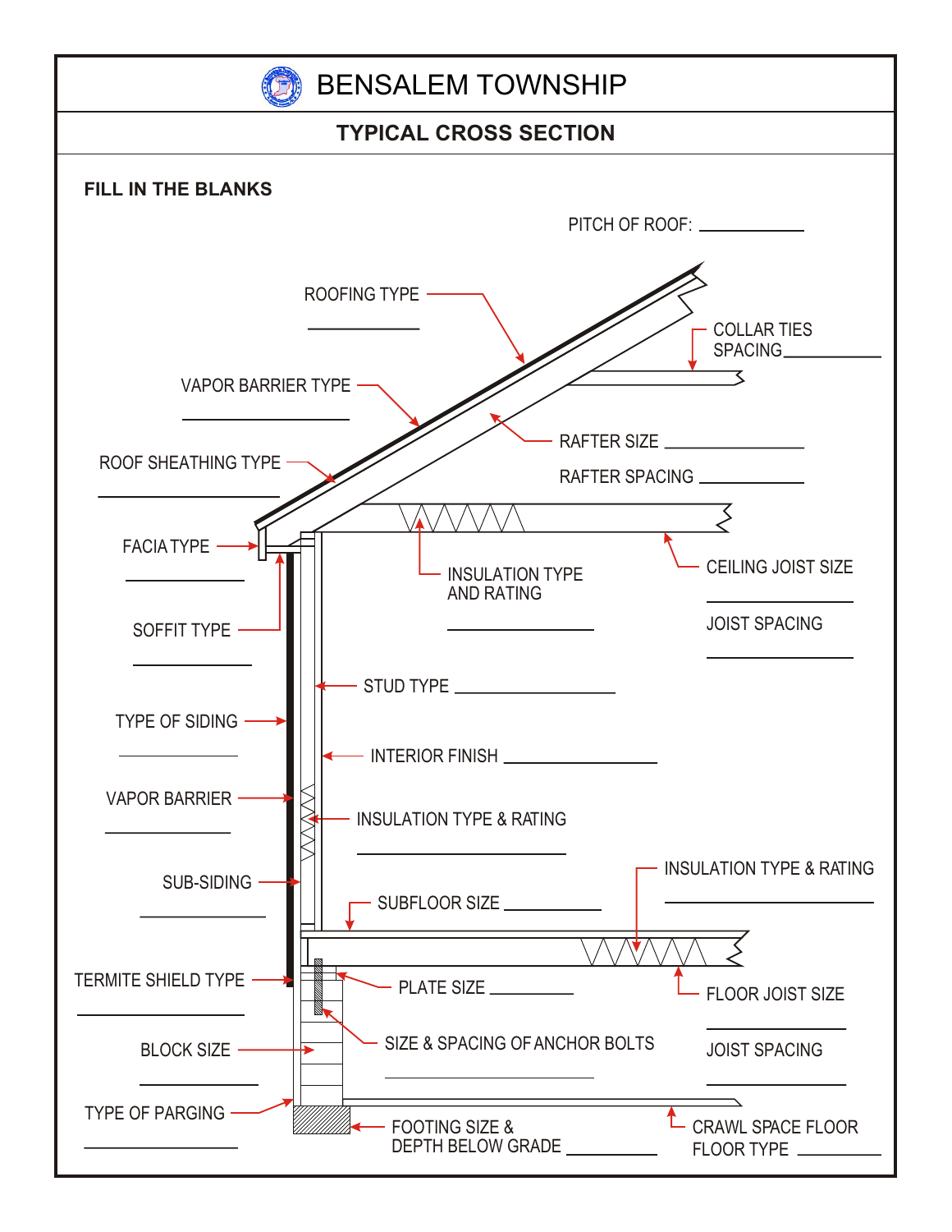# BENSALEM TOWNSHIP

## TYPICAL CROSS SECTION

**FILL IN THE BLANKS**

PITCH OF ROOF: ____________

ROOFING TYPE ____________

COLLAR TIES SPACING ____________

VAPOR BARRIER TYPE ____________

RAFTER SIZE ____________

RAFTER SPACING ____________

ROOF SHEATHING TYPE ____________

FACIA TYPE ____________

INSULATION TYPE AND RATING ____________

CEILING JOIST SIZE ____________

JOIST SPACING ____________

SOFFIT TYPE ____________

STUD TYPE ____________

TYPE OF SIDING ____________

INTERIOR FINISH ____________

VAPOR BARRIER ____________

INSULATION TYPE & RATING ____________

INSULATION TYPE & RATING ____________

SUB-SIDING ____________

SUBFLOOR SIZE ____________

TERMITE SHIELD TYPE ____________

PLATE SIZE ____________

FLOOR JOIST SIZE ____________

JOIST SPACING ____________

BLOCK SIZE ____________

SIZE & SPACING OF ANCHOR BOLTS ____________

TYPE OF PARGING ____________

FOOTING SIZE & DEPTH BELOW GRADE ____________

CRAWL SPACE FLOOR FLOOR TYPE ____________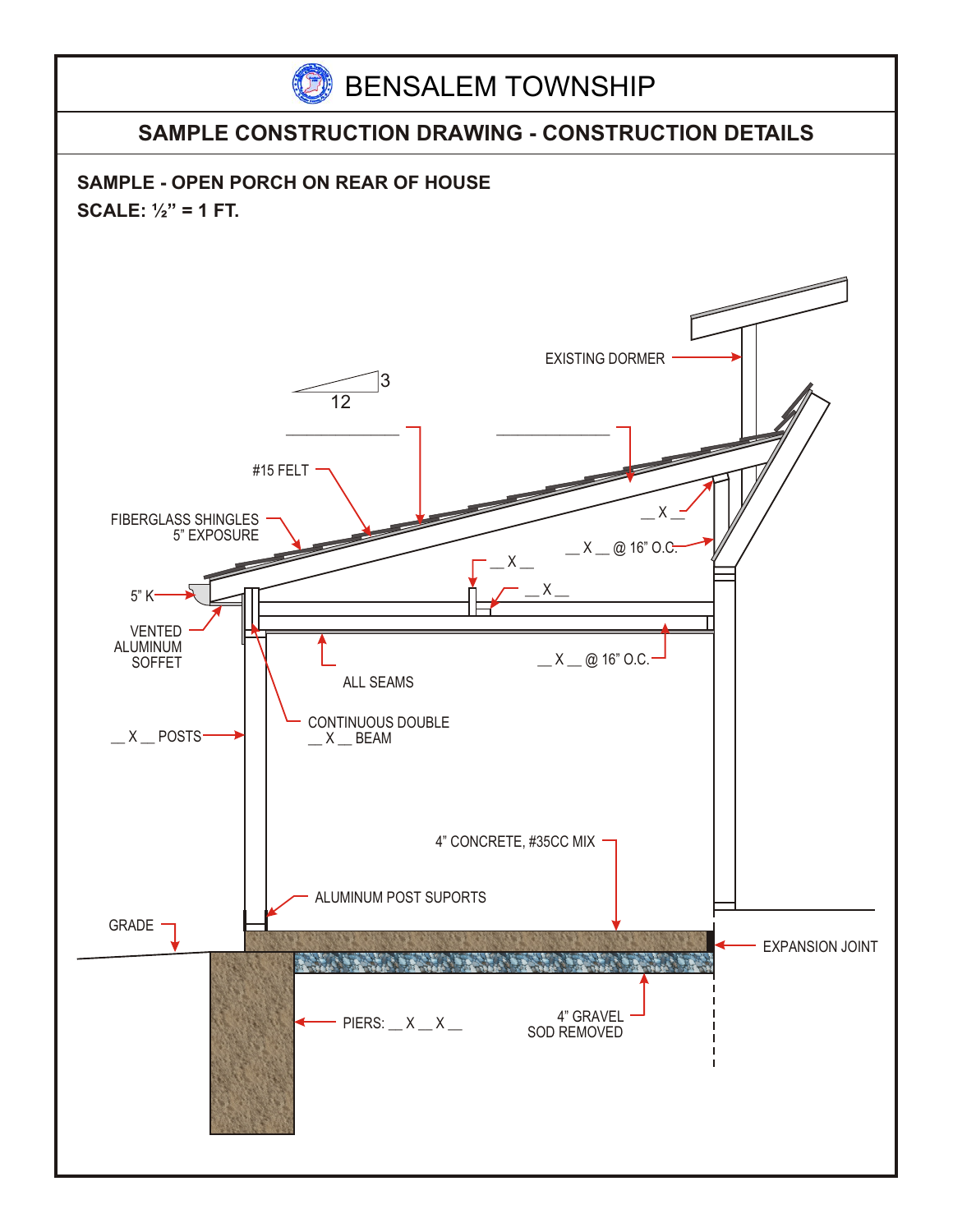# BENSALEM TOWNSHIP

## SAMPLE CONSTRUCTION DRAWING - CONSTRUCTION DETAILS

**SAMPLE - OPEN PORCH ON REAR OF HOUSE**

**SCALE: ½" = 1 FT.**

EXISTING DORMER

3

12

_____________

_____________

#15 FELT

FIBERGLASS SHINGLES
5" EXPOSURE

__ X __

__ X __ @ 16" O.C.

__ X __

__ X __

5" K

VENTED
ALUMINUM
SOFFET

__ X __ @ 16" O.C.

ALL SEAMS

__ X __ POSTS

CONTINUOUS DOUBLE
__ X __ BEAM

4" CONCRETE, #35CC MIX

ALUMINUM POST SUPORTS

GRADE

EXPANSION JOINT

PIERS: __ X __ X __

4" GRAVEL
SOD REMOVED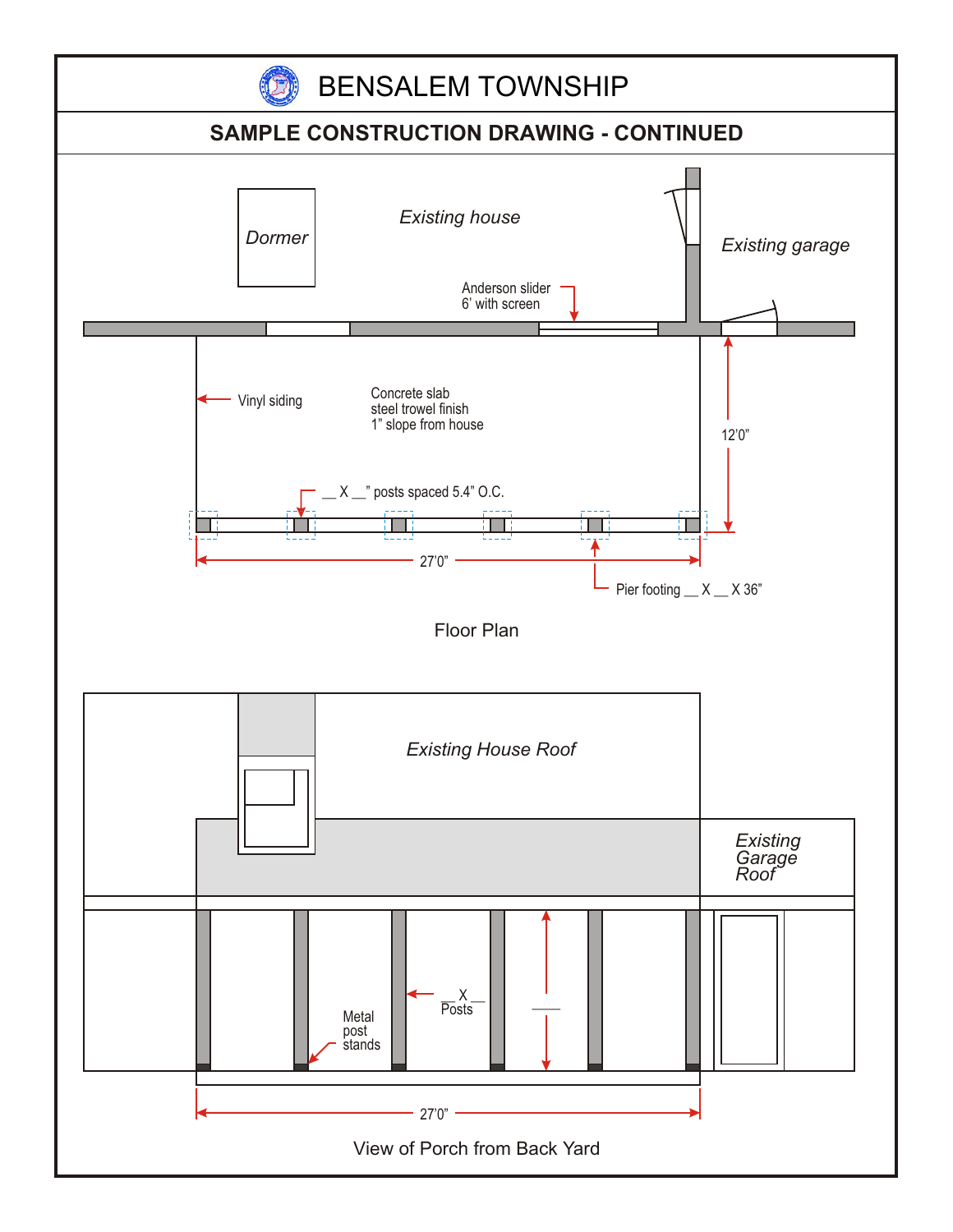# BENSALEM TOWNSHIP

## SAMPLE CONSTRUCTION DRAWING - CONTINUED

*Dormer*

*Existing house*

*Existing garage*

Anderson slider
6' with screen

Vinyl siding

Concrete slab
steel trowel finish
1" slope from house

12'0"

__ X __" posts spaced 5.4" O.C.

27'0"

Pier footing __ X __ X 36"

Floor Plan

*Existing House Roof*

*Existing Garage Roof*

__ X __
Posts

Metal
post
stands

27'0"

View of Porch from Back Yard